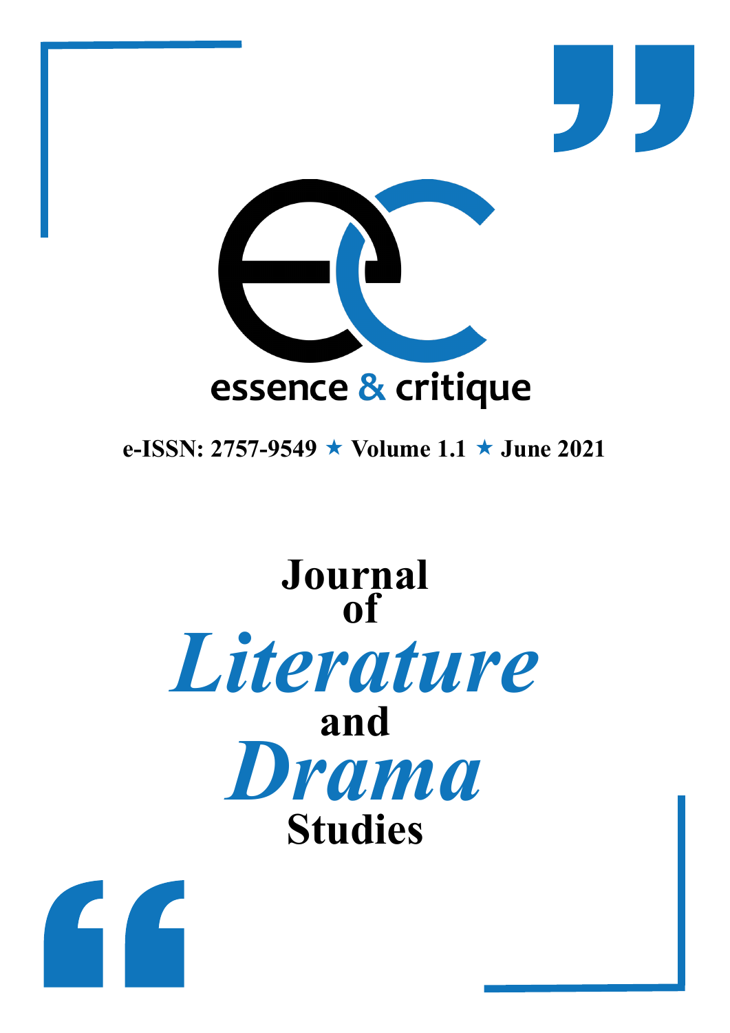essence & critique

**e-ISSN: 2757-9549 ★ Volume 1.1 ★ June 2021**

# Journal of *Literature* and *Drama* Studies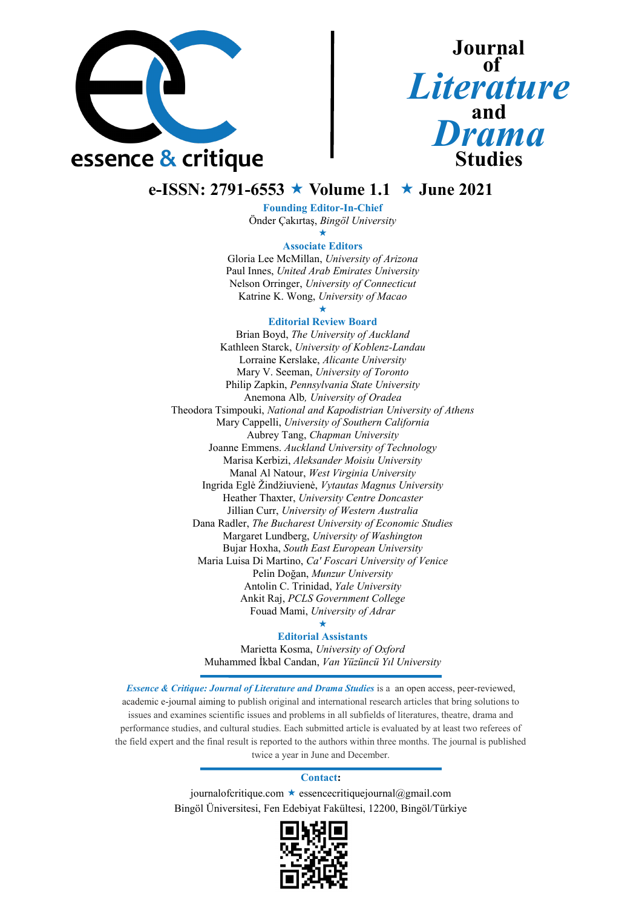essence & critique

# Journal of *Literature* and *Drama* Studies

## e-ISSN: 2791-6553 ★ Volume 1.1 ★ June 2021

**Founding Editor-In-Chief**

Önder Çakırtaş, *Bingöl University*

★

**Associate Editors**

Gloria Lee McMillan, *University of Arizona*
Paul Innes, *United Arab Emirates University*
Nelson Orringer, *University of Connecticut*
Katrine K. Wong, *University of Macao*

★

**Editorial Review Board**

Brian Boyd, *The University of Auckland*
Kathleen Starck, *University of Koblenz-Landau*
Lorraine Kerslake, *Alicante University*
Mary V. Seeman, *University of Toronto*
Philip Zapkin, *Pennsylvania State University*
Anemona Alb*, University of Oradea*
Theodora Tsimpouki, *National and Kapodistrian University of Athens*
Mary Cappelli, *University of Southern California*
Aubrey Tang, *Chapman University*
Joanne Emmens. *Auckland University of Technology*
Marisa Kerbizi, *Aleksander Moisiu University*
Manal Al Natour, *West Virginia University*
Ingrida Eglė Žindžiuvienė, *Vytautas Magnus University*
Heather Thaxter, *University Centre Doncaster*
Jillian Curr, *University of Western Australia*
Dana Radler, *The Bucharest University of Economic Studies*
Margaret Lundberg, *University of Washington*
Bujar Hoxha, *South East European University*
Maria Luisa Di Martino, *Ca' Foscari University of Venice*
Pelin Doğan, *Munzur University*
Antolin C. Trinidad, *Yale University*
Ankit Raj, *PCLS Government College*
Fouad Mami, *University of Adrar*

★

**Editorial Assistants**

Marietta Kosma, *University of Oxford*
Muhammed İkbal Candan, *Van Yüzüncü Yıl University*

---

***Essence & Critique: Journal of Literature and Drama Studies*** is a an open access, peer-reviewed, academic e-journal aiming to publish original and international research articles that bring solutions to issues and examines scientific issues and problems in all subfields of literatures, theatre, drama and performance studies, and cultural studies. Each submitted article is evaluated by at least two referees of the field expert and the final result is reported to the authors within three months. The journal is published twice a year in June and December.

---

**Contact:**

journalofcritique.com ★ essencecritiquejournal@gmail.com
Bingöl Üniversitesi, Fen Edebiyat Fakültesi, 12200, Bingöl/Türkiye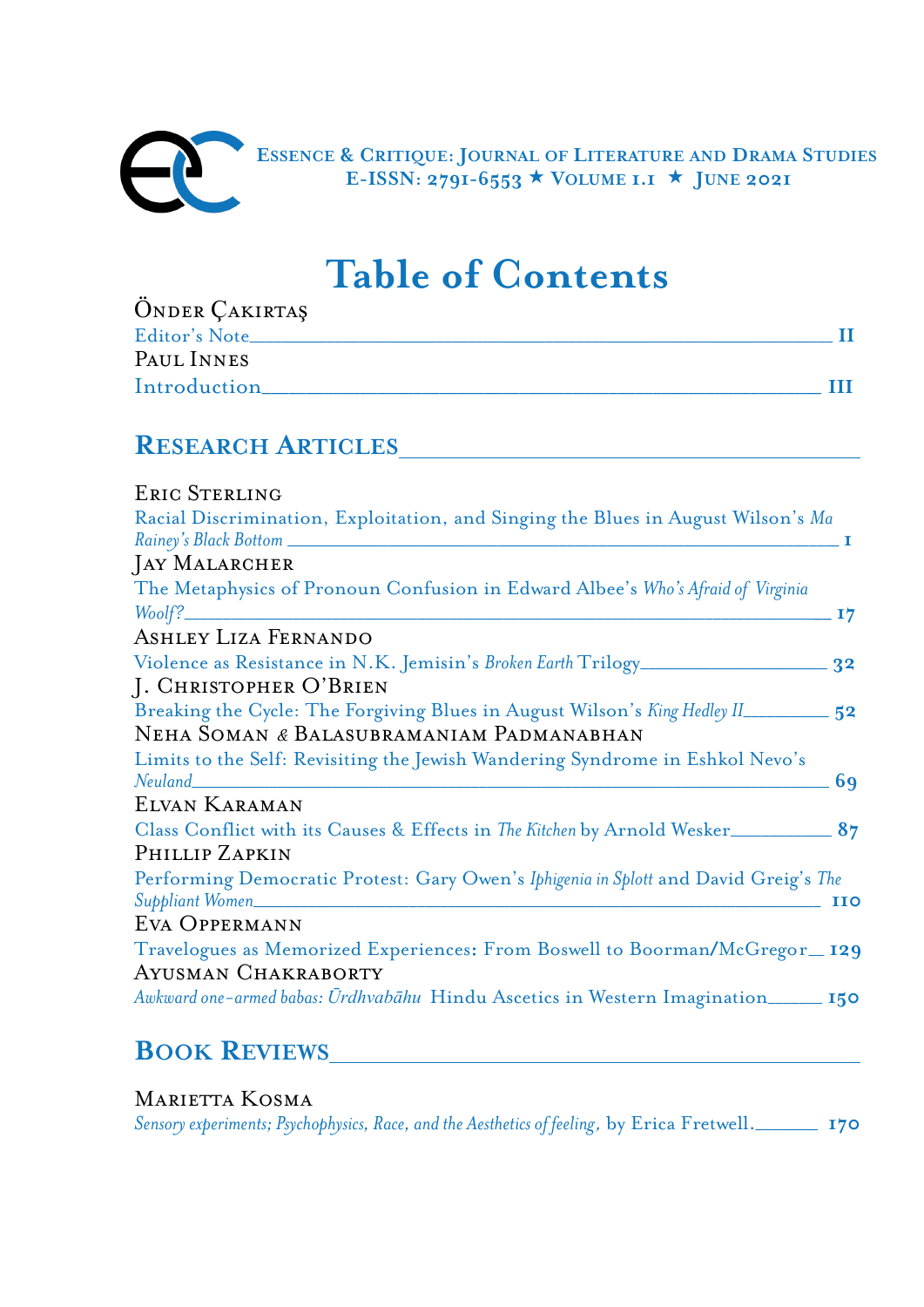# Table of Contents

Önder Çakirtaş
Editor's Note — II

Paul Innes
Introduction — III

## Research Articles

Eric Sterling
Racial Discrimination, Exploitation, and Singing the Blues in August Wilson's *Ma Rainey's Black Bottom* — 1

Jay Malarcher
The Metaphysics of Pronoun Confusion in Edward Albee's *Who's Afraid of Virginia Woolf?* — 17

Ashley Liza Fernando
Violence as Resistance in N.K. Jemisin's *Broken Earth* Trilogy — 32

J. Christopher O'Brien
Breaking the Cycle: The Forgiving Blues in August Wilson's *King Hedley II* — 52

Neha Soman & Balasubramaniam Padmanabhan
Limits to the Self: Revisiting the Jewish Wandering Syndrome in Eshkol Nevo's *Neuland* — 69

Elvan Karaman
Class Conflict with its Causes & Effects in *The Kitchen* by Arnold Wesker — 87

Phillip Zapkin
Performing Democratic Protest: Gary Owen's *Iphigenia in Splott* and David Greig's *The Suppliant Women* — 110

Eva Oppermann
Travelogues as Memorized Experiences: From Boswell to Boorman/McGregor — 129

Ayusman Chakraborty
*Awkward one-armed babas: Ūrdhvabāhu* Hindu Ascetics in Western Imagination — 150

## Book Reviews

Marietta Kosma
*Sensory experiments; Psychophysics, Race, and the Aesthetics of feeling*, by Erica Fretwell. — 170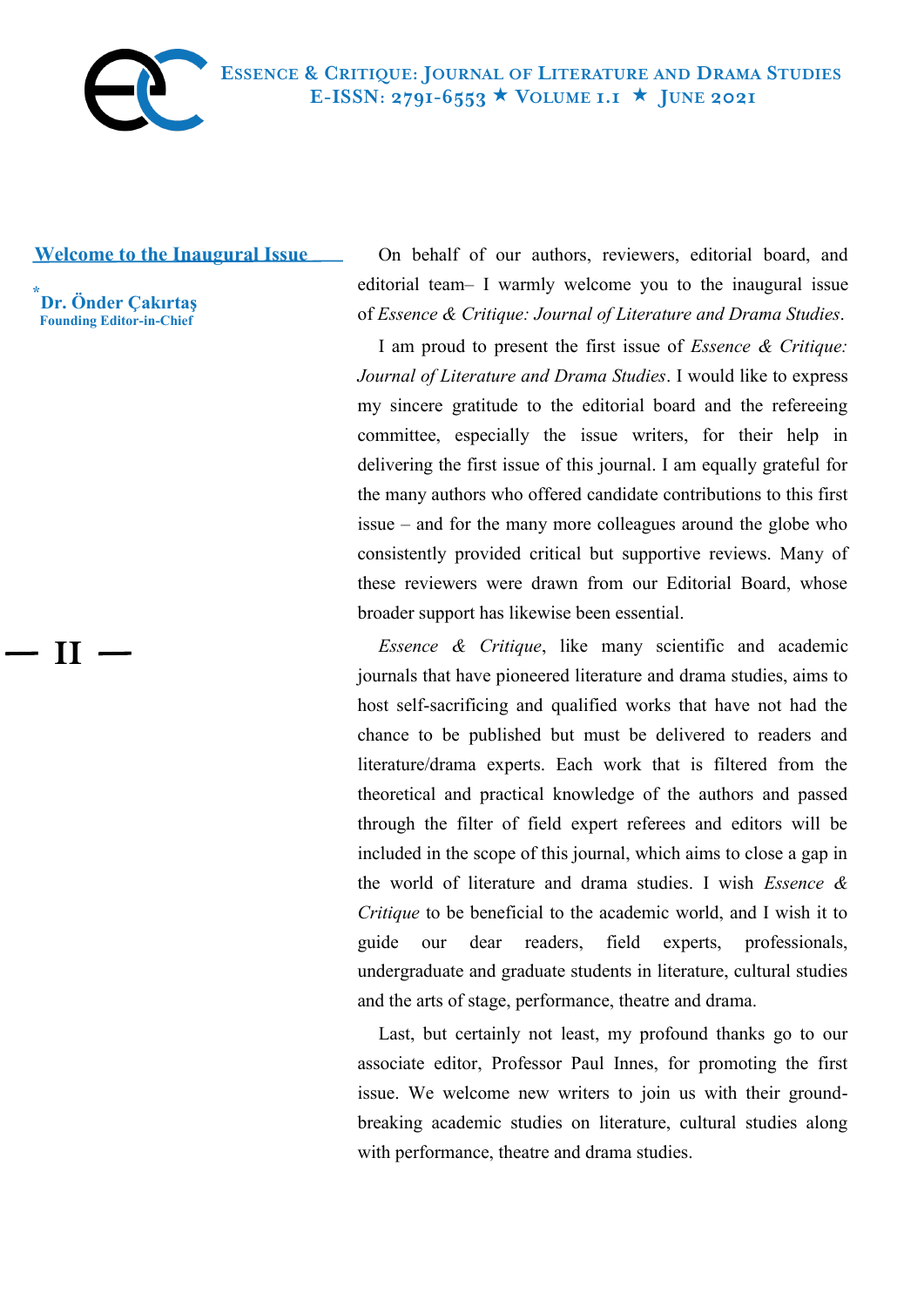## Welcome to the Inaugural Issue

*Dr. Önder Çakırtaş
**Founding Editor-in-Chief**

On behalf of our authors, reviewers, editorial board, and editorial team– I warmly welcome you to the inaugural issue of *Essence & Critique: Journal of Literature and Drama Studies*.

I am proud to present the first issue of *Essence & Critique: Journal of Literature and Drama Studies*. I would like to express my sincere gratitude to the editorial board and the refereeing committee, especially the issue writers, for their help in delivering the first issue of this journal. I am equally grateful for the many authors who offered candidate contributions to this first issue – and for the many more colleagues around the globe who consistently provided critical but supportive reviews. Many of these reviewers were drawn from our Editorial Board, whose broader support has likewise been essential.

*Essence & Critique*, like many scientific and academic journals that have pioneered literature and drama studies, aims to host self-sacrificing and qualified works that have not had the chance to be published but must be delivered to readers and literature/drama experts. Each work that is filtered from the theoretical and practical knowledge of the authors and passed through the filter of field expert referees and editors will be included in the scope of this journal, which aims to close a gap in the world of literature and drama studies. I wish *Essence & Critique* to be beneficial to the academic world, and I wish it to guide our dear readers, field experts, professionals, undergraduate and graduate students in literature, cultural studies and the arts of stage, performance, theatre and drama.

Last, but certainly not least, my profound thanks go to our associate editor, Professor Paul Innes, for promoting the first issue. We welcome new writers to join us with their ground-breaking academic studies on literature, cultural studies along with performance, theatre and drama studies.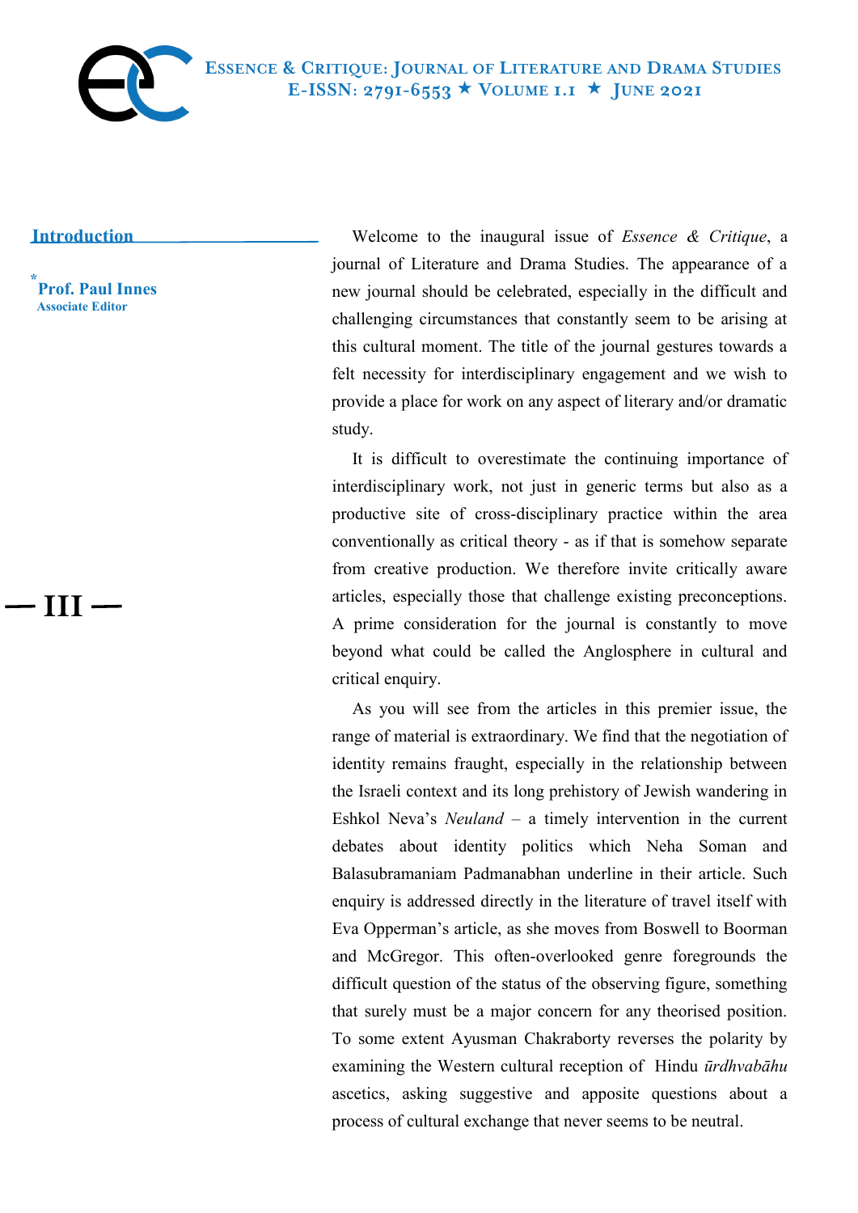## Introduction

*Prof. Paul Innes
Associate Editor

Welcome to the inaugural issue of *Essence & Critique*, a journal of Literature and Drama Studies. The appearance of a new journal should be celebrated, especially in the difficult and challenging circumstances that constantly seem to be arising at this cultural moment. The title of the journal gestures towards a felt necessity for interdisciplinary engagement and we wish to provide a place for work on any aspect of literary and/or dramatic study.

It is difficult to overestimate the continuing importance of interdisciplinary work, not just in generic terms but also as a productive site of cross-disciplinary practice within the area conventionally as critical theory - as if that is somehow separate from creative production. We therefore invite critically aware articles, especially those that challenge existing preconceptions. A prime consideration for the journal is constantly to move beyond what could be called the Anglosphere in cultural and critical enquiry.

As you will see from the articles in this premier issue, the range of material is extraordinary. We find that the negotiation of identity remains fraught, especially in the relationship between the Israeli context and its long prehistory of Jewish wandering in Eshkol Neva's *Neuland* – a timely intervention in the current debates about identity politics which Neha Soman and Balasubramaniam Padmanabhan underline in their article. Such enquiry is addressed directly in the literature of travel itself with Eva Opperman's article, as she moves from Boswell to Boorman and McGregor. This often-overlooked genre foregrounds the difficult question of the status of the observing figure, something that surely must be a major concern for any theorised position. To some extent Ayusman Chakraborty reverses the polarity by examining the Western cultural reception of Hindu *ūrdhvabāhu* ascetics, asking suggestive and apposite questions about a process of cultural exchange that never seems to be neutral.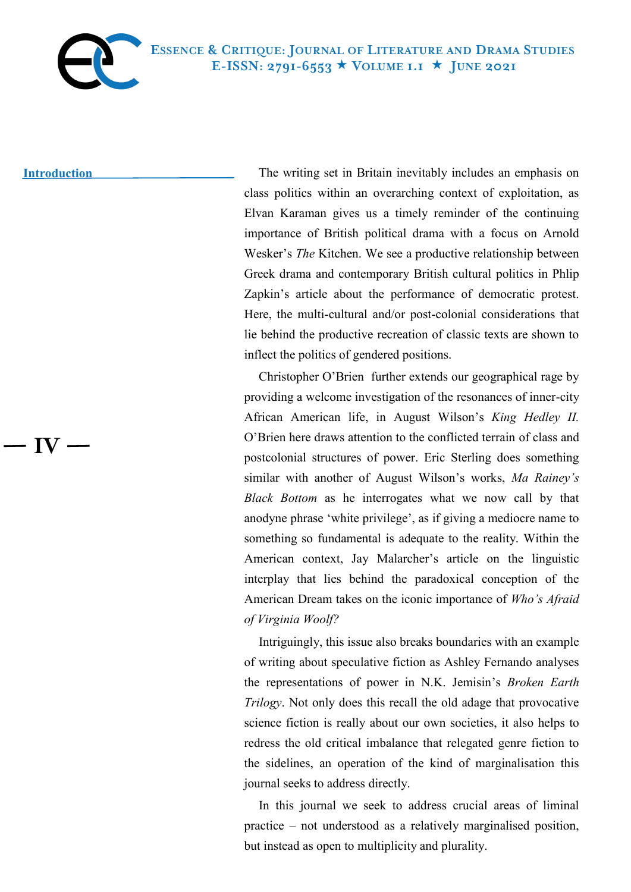## Introduction

The writing set in Britain inevitably includes an emphasis on class politics within an overarching context of exploitation, as Elvan Karaman gives us a timely reminder of the continuing importance of British political drama with a focus on Arnold Wesker's *The* Kitchen. We see a productive relationship between Greek drama and contemporary British cultural politics in Phlip Zapkin's article about the performance of democratic protest. Here, the multi-cultural and/or post-colonial considerations that lie behind the productive recreation of classic texts are shown to inflect the politics of gendered positions.

Christopher O'Brien further extends our geographical rage by providing a welcome investigation of the resonances of inner-city African American life, in August Wilson's *King Hedley II.* O'Brien here draws attention to the conflicted terrain of class and postcolonial structures of power. Eric Sterling does something similar with another of August Wilson's works, *Ma Rainey's Black Bottom* as he interrogates what we now call by that anodyne phrase 'white privilege', as if giving a mediocre name to something so fundamental is adequate to the reality. Within the American context, Jay Malarcher's article on the linguistic interplay that lies behind the paradoxical conception of the American Dream takes on the iconic importance of *Who's Afraid of Virginia Woolf?*

Intriguingly, this issue also breaks boundaries with an example of writing about speculative fiction as Ashley Fernando analyses the representations of power in N.K. Jemisin's *Broken Earth Trilogy*. Not only does this recall the old adage that provocative science fiction is really about our own societies, it also helps to redress the old critical imbalance that relegated genre fiction to the sidelines, an operation of the kind of marginalisation this journal seeks to address directly.

In this journal we seek to address crucial areas of liminal practice – not understood as a relatively marginalised position, but instead as open to multiplicity and plurality.